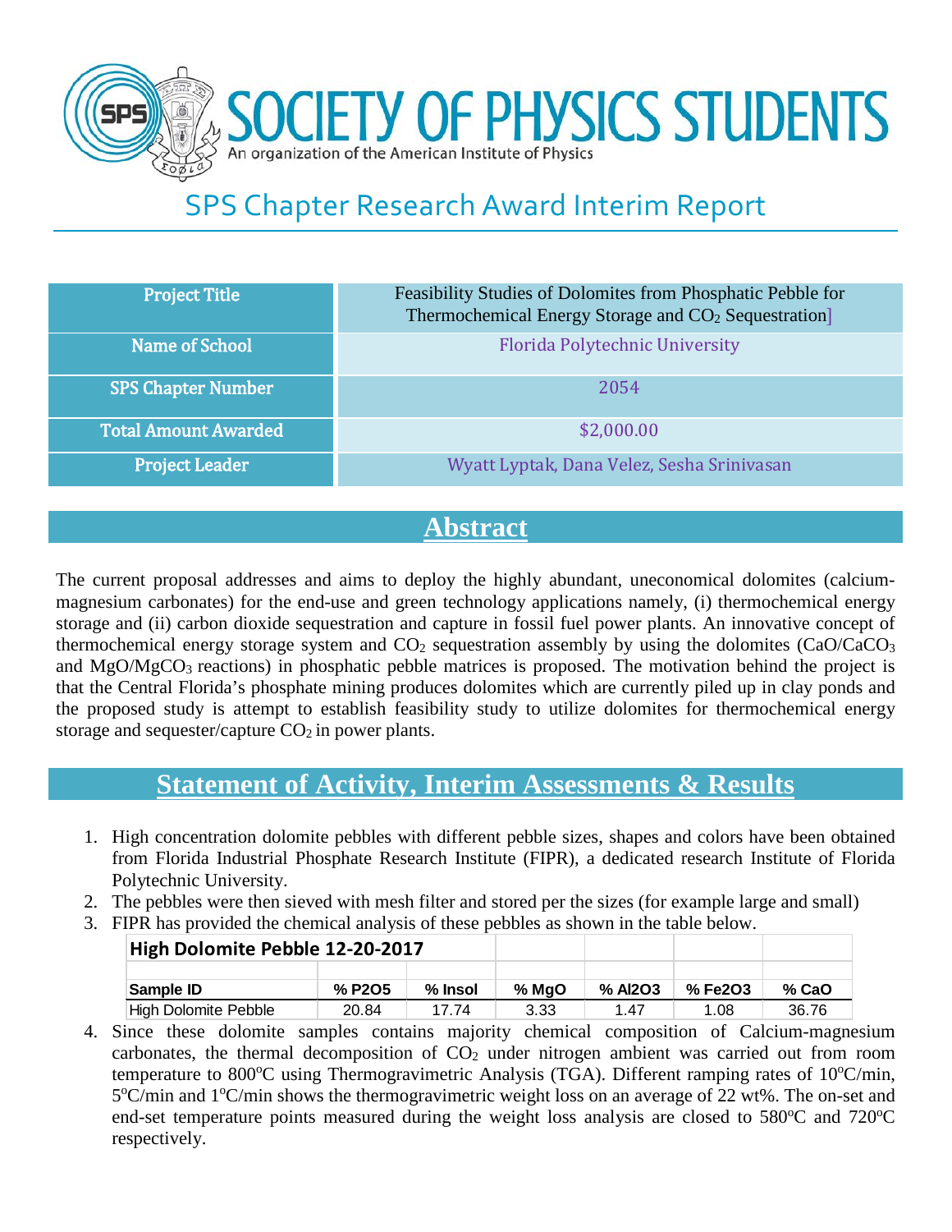# SOCIETY OF PHYSICS STUDENTS

An organization of the American Institute of Physics

## SPS Chapter Research Award Interim Report

| | |
|---|---|
| Project Title | Feasibility Studies of Dolomites from Phosphatic Pebble for Thermochemical Energy Storage and $CO_2$ Sequestration] |
| Name of School | Florida Polytechnic University |
| SPS Chapter Number | 2054 |
| Total Amount Awarded | $2,000.00 |
| Project Leader | Wyatt Lyptak, Dana Velez, Sesha Srinivasan |

## Abstract

The current proposal addresses and aims to deploy the highly abundant, uneconomical dolomites (calcium-magnesium carbonates) for the end-use and green technology applications namely, (i) thermochemical energy storage and (ii) carbon dioxide sequestration and capture in fossil fuel power plants. An innovative concept of thermochemical energy storage system and $CO_2$ sequestration assembly by using the dolomites ($CaO/CaCO_3$ and $MgO/MgCO_3$ reactions) in phosphatic pebble matrices is proposed. The motivation behind the project is that the Central Florida's phosphate mining produces dolomites which are currently piled up in clay ponds and the proposed study is attempt to establish feasibility study to utilize dolomites for thermochemical energy storage and sequester/capture $CO_2$ in power plants.

## Statement of Activity, Interim Assessments & Results

1. High concentration dolomite pebbles with different pebble sizes, shapes and colors have been obtained from Florida Industrial Phosphate Research Institute (FIPR), a dedicated research Institute of Florida Polytechnic University.
2. The pebbles were then sieved with mesh filter and stored per the sizes (for example large and small)
3. FIPR has provided the chemical analysis of these pebbles as shown in the table below.

| High Dolomite Pebble 12-20-2017 | | | | | | |
|---|---|---|---|---|---|---|
| **Sample ID** | **% P2O5** | **% Insol** | **% MgO** | **% Al2O3** | **% Fe2O3** | **% CaO** |
| High Dolomite Pebble | 20.84 | 17.74 | 3.33 | 1.47 | 1.08 | 36.76 |

4. Since these dolomite samples contains majority chemical composition of Calcium-magnesium carbonates, the thermal decomposition of $CO_2$ under nitrogen ambient was carried out from room temperature to 800°C using Thermogravimetric Analysis (TGA). Different ramping rates of 10°C/min, 5°C/min and 1°C/min shows the thermogravimetric weight loss on an average of 22 wt%. The on-set and end-set temperature points measured during the weight loss analysis are closed to 580°C and 720°C respectively.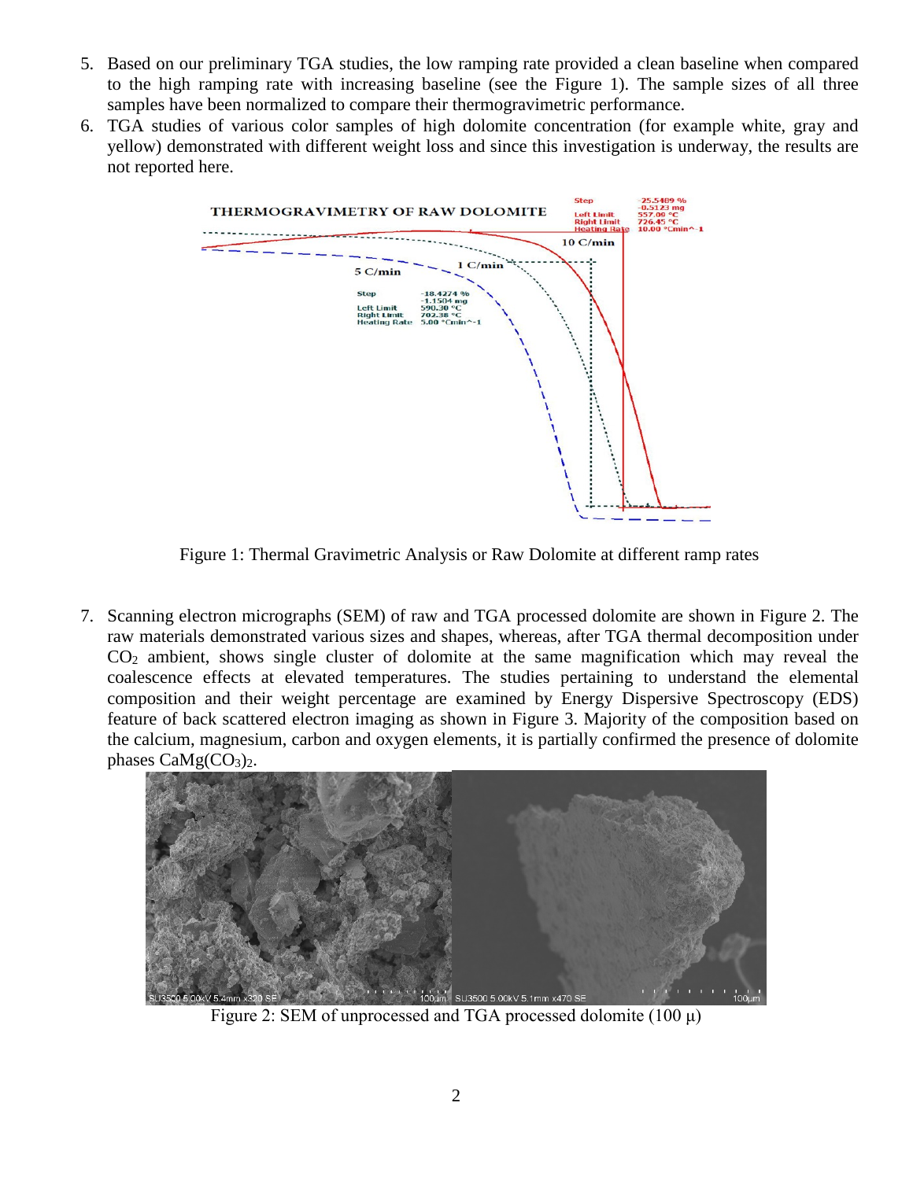5. Based on our preliminary TGA studies, the low ramping rate provided a clean baseline when compared to the high ramping rate with increasing baseline (see the Figure 1). The sample sizes of all three samples have been normalized to compare their thermogravimetric performance.
6. TGA studies of various color samples of high dolomite concentration (for example white, gray and yellow) demonstrated with different weight loss and since this investigation is underway, the results are not reported here.

Figure 1: Thermal Gravimetric Analysis or Raw Dolomite at different ramp rates

7. Scanning electron micrographs (SEM) of raw and TGA processed dolomite are shown in Figure 2. The raw materials demonstrated various sizes and shapes, whereas, after TGA thermal decomposition under $CO_2$ ambient, shows single cluster of dolomite at the same magnification which may reveal the coalescence effects at elevated temperatures. The studies pertaining to understand the elemental composition and their weight percentage are examined by Energy Dispersive Spectroscopy (EDS) feature of back scattered electron imaging as shown in Figure 3. Majority of the composition based on the calcium, magnesium, carbon and oxygen elements, it is partially confirmed the presence of dolomite phases $CaMg(CO_3)_2$.

Figure 2: SEM of unprocessed and TGA processed dolomite (100 μ)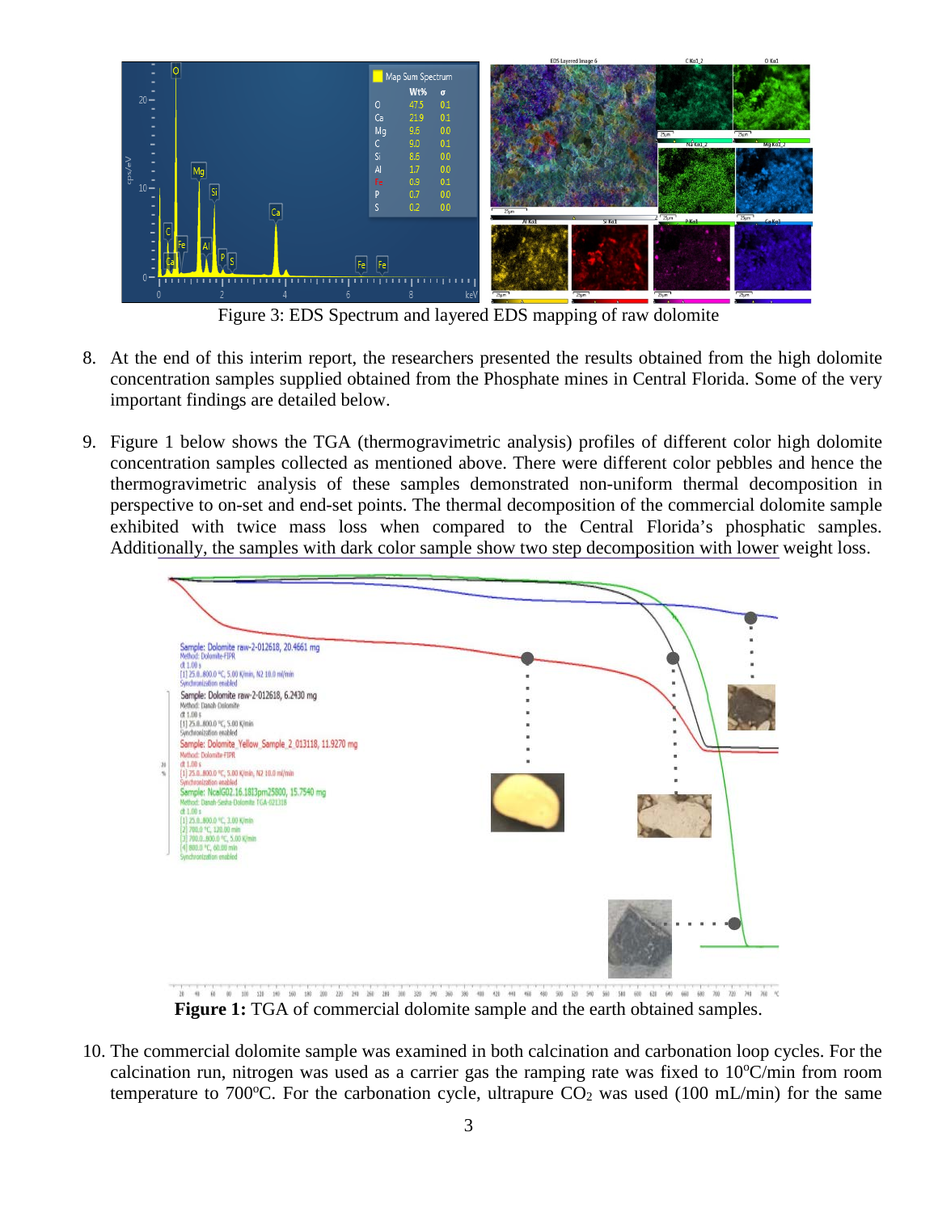Figure 3: EDS Spectrum and layered EDS mapping of raw dolomite

8. At the end of this interim report, the researchers presented the results obtained from the high dolomite concentration samples supplied obtained from the Phosphate mines in Central Florida. Some of the very important findings are detailed below.

9. Figure 1 below shows the TGA (thermogravimetric analysis) profiles of different color high dolomite concentration samples collected as mentioned above. There were different color pebbles and hence the thermogravimetric analysis of these samples demonstrated non-uniform thermal decomposition in perspective to on-set and end-set points. The thermal decomposition of the commercial dolomite sample exhibited with twice mass loss when compared to the Central Florida's phosphatic samples. Additionally, the samples with dark color sample show two step decomposition with lower weight loss.

**Figure 1:** TGA of commercial dolomite sample and the earth obtained samples.

10. The commercial dolomite sample was examined in both calcination and carbonation loop cycles. For the calcination run, nitrogen was used as a carrier gas the ramping rate was fixed to 10$^{o}$C/min from room temperature to 700$^{o}$C. For the carbonation cycle, ultrapure $CO_2$ was used (100 mL/min) for the same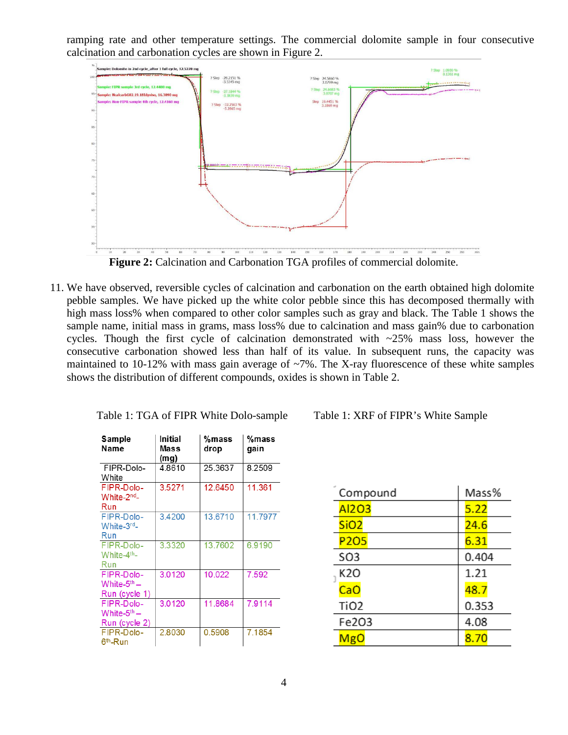ramping rate and other temperature settings. The commercial dolomite sample in four consecutive calcination and carbonation cycles are shown in Figure 2.

**Figure 2:** Calcination and Carbonation TGA profiles of commercial dolomite.

11. We have observed, reversible cycles of calcination and carbonation on the earth obtained high dolomite pebble samples. We have picked up the white color pebble since this has decomposed thermally with high mass loss% when compared to other color samples such as gray and black. The Table 1 shows the sample name, initial mass in grams, mass loss% due to calcination and mass gain% due to carbonation cycles. Though the first cycle of calcination demonstrated with ~25% mass loss, however the consecutive carbonation showed less than half of its value. In subsequent runs, the capacity was maintained to 10-12% with mass gain average of ~7%. The X-ray fluorescence of these white samples shows the distribution of different compounds, oxides is shown in Table 2.

Table 1: TGA of FIPR White Dolo-sample

| Sample Name | Initial Mass (mg) | %mass drop | %mass gain |
|---|---|---|---|
| FIPR-Dolo-White | 4.8610 | 25.3637 | 8.2509 |
| FIPR-Dolo-White-2nd-Run | 3.5271 | 12.6450 | 11.361 |
| FIPR-Dolo-White-3rd-Run | 3.4200 | 13.6710 | 11.7977 |
| FIPR-Dolo-White-4th-Run | 3.3320 | 13.7602 | 6.9190 |
| FIPR-Dolo-White-5th – Run (cycle 1) | 3.0120 | 10.022 | 7.592 |
| FIPR-Dolo-White-5th – Run (cycle 2) | 3.0120 | 11.8684 | 7.9114 |
| FIPR-Dolo-6th-Run | 2.8030 | 0.5908 | 7.1854 |

Table 1: XRF of FIPR's White Sample

| Compound | Mass% |
|---|---|
| $Al_2O_3$ | 5.22 |
| $SiO_2$ | 24.6 |
| $P_2O_5$ | 6.31 |
| $SO_3$ | 0.404 |
| $K_2O$ | 1.21 |
| CaO | 48.7 |
| $TiO_2$ | 0.353 |
| $Fe_2O_3$ | 4.08 |
| MgO | 8.70 |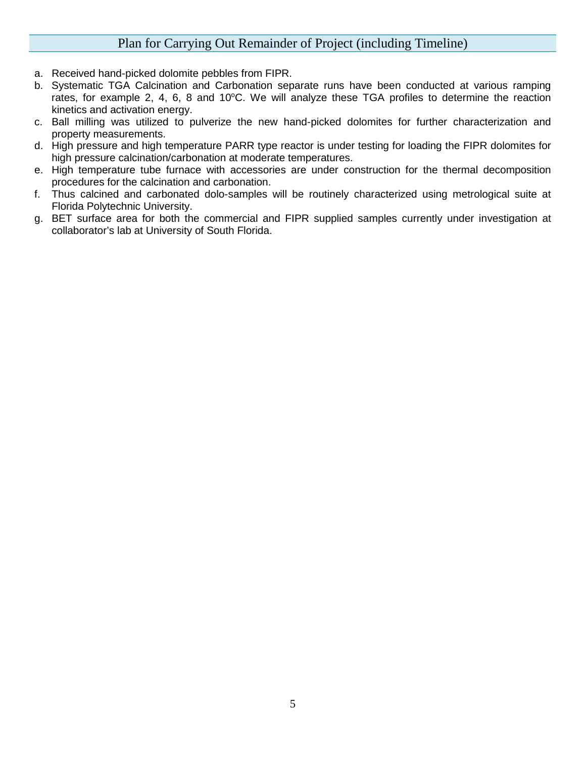## Plan for Carrying Out Remainder of Project (including Timeline)

a. Received hand-picked dolomite pebbles from FIPR.
b. Systematic TGA Calcination and Carbonation separate runs have been conducted at various ramping rates, for example 2, 4, 6, 8 and 10ºC. We will analyze these TGA profiles to determine the reaction kinetics and activation energy.
c. Ball milling was utilized to pulverize the new hand-picked dolomites for further characterization and property measurements.
d. High pressure and high temperature PARR type reactor is under testing for loading the FIPR dolomites for high pressure calcination/carbonation at moderate temperatures.
e. High temperature tube furnace with accessories are under construction for the thermal decomposition procedures for the calcination and carbonation.
f. Thus calcined and carbonated dolo-samples will be routinely characterized using metrological suite at Florida Polytechnic University.
g. BET surface area for both the commercial and FIPR supplied samples currently under investigation at collaborator's lab at University of South Florida.